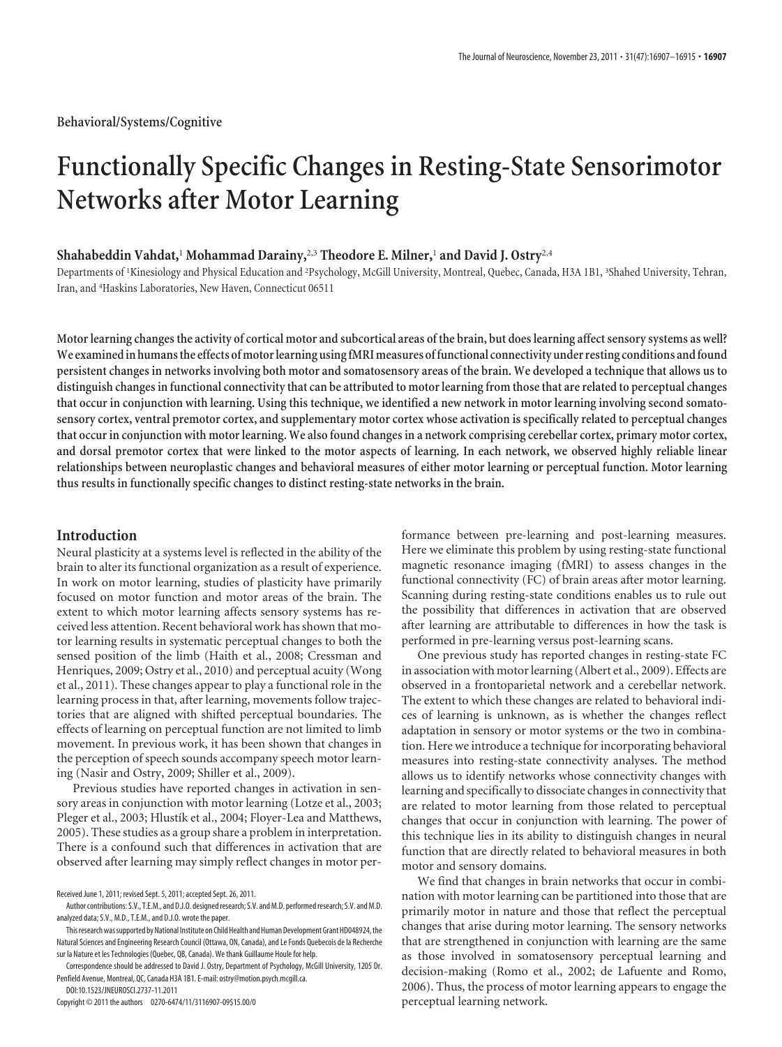Behavioral/Systems/Cognitive

# Functionally Specific Changes in Resting-State Sensorimotor Networks after Motor Learning

**Shahabeddin Vahdat,[1] Mohammad Darainy,[2,3] Theodore E. Milner,[1] and David J. Ostry[2,4]**

Departments of [1]Kinesiology and Physical Education and [2]Psychology, McGill University, Montreal, Quebec, Canada, H3A 1B1, [3]Shahed University, Tehran, Iran, and [4]Haskins Laboratories, New Haven, Connecticut 06511

**Motor learning changes the activity of cortical motor and subcortical areas of the brain, but does learning affect sensory systems as well? We examined in humans the effects of motor learning using fMRI measures of functional connectivity under resting conditions and found persistent changes in networks involving both motor and somatosensory areas of the brain. We developed a technique that allows us to distinguish changes in functional connectivity that can be attributed to motor learning from those that are related to perceptual changes that occur in conjunction with learning. Using this technique, we identified a new network in motor learning involving second somatosensory cortex, ventral premotor cortex, and supplementary motor cortex whose activation is specifically related to perceptual changes that occur in conjunction with motor learning. We also found changes in a network comprising cerebellar cortex, primary motor cortex, and dorsal premotor cortex that were linked to the motor aspects of learning. In each network, we observed highly reliable linear relationships between neuroplastic changes and behavioral measures of either motor learning or perceptual function. Motor learning thus results in functionally specific changes to distinct resting-state networks in the brain.**

## Introduction

Neural plasticity at a systems level is reflected in the ability of the brain to alter its functional organization as a result of experience. In work on motor learning, studies of plasticity have primarily focused on motor function and motor areas of the brain. The extent to which motor learning affects sensory systems has received less attention. Recent behavioral work has shown that motor learning results in systematic perceptual changes to both the sensed position of the limb (Haith et al., 2008; Cressman and Henriques, 2009; Ostry et al., 2010) and perceptual acuity (Wong et al., 2011). These changes appear to play a functional role in the learning process in that, after learning, movements follow trajectories that are aligned with shifted perceptual boundaries. The effects of learning on perceptual function are not limited to limb movement. In previous work, it has been shown that changes in the perception of speech sounds accompany speech motor learning (Nasir and Ostry, 2009; Shiller et al., 2009).

Previous studies have reported changes in activation in sensory areas in conjunction with motor learning (Lotze et al., 2003; Pleger et al., 2003; Hlustík et al., 2004; Floyer-Lea and Matthews, 2005). These studies as a group share a problem in interpretation. There is a confound such that differences in activation that are observed after learning may simply reflect changes in motor performance between pre-learning and post-learning measures. Here we eliminate this problem by using resting-state functional magnetic resonance imaging (fMRI) to assess changes in the functional connectivity (FC) of brain areas after motor learning. Scanning during resting-state conditions enables us to rule out the possibility that differences in activation that are observed after learning are attributable to differences in how the task is performed in pre-learning versus post-learning scans.

One previous study has reported changes in resting-state FC in association with motor learning (Albert et al., 2009). Effects are observed in a frontoparietal network and a cerebellar network. The extent to which these changes are related to behavioral indices of learning is unknown, as is whether the changes reflect adaptation in sensory or motor systems or the two in combination. Here we introduce a technique for incorporating behavioral measures into resting-state connectivity analyses. The method allows us to identify networks whose connectivity changes with learning and specifically to dissociate changes in connectivity that are related to motor learning from those related to perceptual changes that occur in conjunction with learning. The power of this technique lies in its ability to distinguish changes in neural function that are directly related to behavioral measures in both motor and sensory domains.

We find that changes in brain networks that occur in combination with motor learning can be partitioned into those that are primarily motor in nature and those that reflect the perceptual changes that arise during motor learning. The sensory networks that are strengthened in conjunction with learning are the same as those involved in somatosensory perceptual learning and decision-making (Romo et al., 2002; de Lafuente and Romo, 2006). Thus, the process of motor learning appears to engage the perceptual learning network.

Received June 1, 2011; revised Sept. 5, 2011; accepted Sept. 26, 2011.

Author contributions: S.V., T.E.M., and D.J.O. designed research; S.V. and M.D. performed research; S.V. and M.D. analyzed data; S.V., M.D., T.E.M., and D.J.O. wrote the paper.

This research was supported by National Institute on Child Health and Human Development Grant HD048924, the Natural Sciences and Engineering Research Council (Ottawa, ON, Canada), and Le Fonds Quebecois de la Recherche sur la Nature et les Technologies (Quebec, QB, Canada). We thank Guillaume Houle for help.

Correspondence should be addressed to David J. Ostry, Department of Psychology, McGill University, 1205 Dr. Penfield Avenue, Montreal, QC, Canada H3A 1B1. E-mail: ostry@motion.psych.mcgill.ca.

DOI:10.1523/JNEUROSCI.2737-11.2011

Copyright © 2011 the authors 0270-6474/11/3116907-09$15.00/0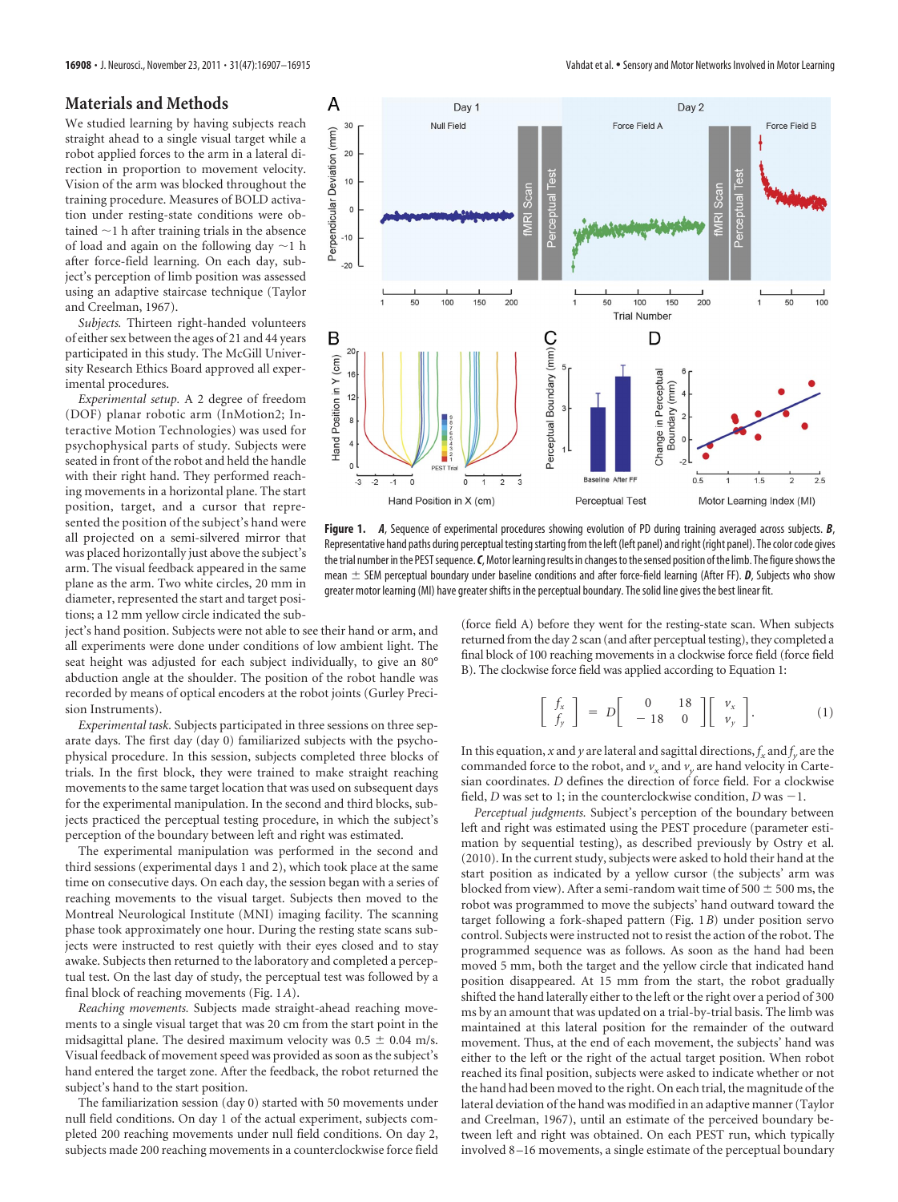## Materials and Methods

We studied learning by having subjects reach straight ahead to a single visual target while a robot applied forces to the arm in a lateral direction in proportion to movement velocity. Vision of the arm was blocked throughout the training procedure. Measures of BOLD activation under resting-state conditions were obtained ~1 h after training trials in the absence of load and again on the following day ~1 h after force-field learning. On each day, subject's perception of limb position was assessed using an adaptive staircase technique (Taylor and Creelman, 1967).

*Subjects.* Thirteen right-handed volunteers of either sex between the ages of 21 and 44 years participated in this study. The McGill University Research Ethics Board approved all experimental procedures.

*Experimental setup.* A 2 degree of freedom (DOF) planar robotic arm (InMotion2; Interactive Motion Technologies) was used for psychophysical parts of study. Subjects were seated in front of the robot and held the handle with their right hand. They performed reaching movements in a horizontal plane. The start position, target, and a cursor that represented the position of the subject's hand were all projected on a semi-silvered mirror that was placed horizontally just above the subject's arm. The visual feedback appeared in the same plane as the arm. Two white circles, 20 mm in diameter, represented the start and target positions; a 12 mm yellow circle indicated the subject's hand position. Subjects were not able to see their hand or arm, and all experiments were done under conditions of low ambient light. The seat height was adjusted for each subject individually, to give an 80° abduction angle at the shoulder. The position of the robot handle was recorded by means of optical encoders at the robot joints (Gurley Precision Instruments).

*Experimental task.* Subjects participated in three sessions on three separate days. The first day (day 0) familiarized subjects with the psychophysical procedure. In this session, subjects completed three blocks of trials. In the first block, they were trained to make straight reaching movements to the same target location that was used on subsequent days for the experimental manipulation. In the second and third blocks, subjects practiced the perceptual testing procedure, in which the subject's perception of the boundary between left and right was estimated.

The experimental manipulation was performed in the second and third sessions (experimental days 1 and 2), which took place at the same time on consecutive days. On each day, the session began with a series of reaching movements to the visual target. Subjects then moved to the Montreal Neurological Institute (MNI) imaging facility. The scanning phase took approximately one hour. During the resting state scans subjects were instructed to rest quietly with their eyes closed and to stay awake. Subjects then returned to the laboratory and completed a perceptual test. On the last day of study, the perceptual test was followed by a final block of reaching movements (Fig. 1*A*).

*Reaching movements.* Subjects made straight-ahead reaching movements to a single visual target that was 20 cm from the start point in the midsagittal plane. The desired maximum velocity was 0.5 ± 0.04 m/s. Visual feedback of movement speed was provided as soon as the subject's hand entered the target zone. After the feedback, the robot returned the subject's hand to the start position.

The familiarization session (day 0) started with 50 movements under null field conditions. On day 1 of the actual experiment, subjects completed 200 reaching movements under null field conditions. On day 2, subjects made 200 reaching movements in a counterclockwise force field

**Figure 1.** ***A***, Sequence of experimental procedures showing evolution of PD during training averaged across subjects. ***B***, Representative hand paths during perceptual testing starting from the left (left panel) and right (right panel). The color code gives the trial number in the PEST sequence. ***C***, Motor learning results in changes to the sensed position of the limb. The figure shows the mean ± SEM perceptual boundary under baseline conditions and after force-field learning (After FF). ***D***, Subjects who show greater motor learning (MI) have greater shifts in the perceptual boundary. The solid line gives the best linear fit.

(force field A) before they went for the resting-state scan. When subjects returned from the day 2 scan (and after perceptual testing), they completed a final block of 100 reaching movements in a clockwise force field (force field B). The clockwise force field was applied according to Equation 1:

$$\begin{bmatrix} f_x \\ f_y \end{bmatrix} = D\begin{bmatrix} 0 & 18 \\ -18 & 0 \end{bmatrix}\begin{bmatrix} v_x \\ v_y \end{bmatrix}. \qquad (1)$$

In this equation, $x$ and $y$ are lateral and sagittal directions, $f_x$ and $f_y$ are the commanded force to the robot, and $v_x$ and $v_y$ are hand velocity in Cartesian coordinates. $D$ defines the direction of force field. For a clockwise field, $D$ was set to 1; in the counterclockwise condition, $D$ was −1.

*Perceptual judgments.* Subject's perception of the boundary between left and right was estimated using the PEST procedure (parameter estimation by sequential testing), as described previously by Ostry et al. (2010). In the current study, subjects were asked to hold their hand at the start position as indicated by a yellow cursor (the subjects' arm was blocked from view). After a semi-random wait time of 500 ± 500 ms, the robot was programmed to move the subjects' hand outward toward the target following a fork-shaped pattern (Fig. 1*B*) under position servo control. Subjects were instructed not to resist the action of the robot. The programmed sequence was as follows. As soon as the hand had been moved 5 mm, both the target and the yellow circle that indicated hand position disappeared. At 15 mm from the start, the robot gradually shifted the hand laterally either to the left or the right over a period of 300 ms by an amount that was updated on a trial-by-trial basis. The limb was maintained at this lateral position for the remainder of the outward movement. Thus, at the end of each movement, the subjects' hand was either to the left or the right of the actual target position. When robot reached its final position, subjects were asked to indicate whether or not the hand had been moved to the right. On each trial, the magnitude of the lateral deviation of the hand was modified in an adaptive manner (Taylor and Creelman, 1967), until an estimate of the perceived boundary between left and right was obtained. On each PEST run, which typically involved 8–16 movements, a single estimate of the perceptual boundary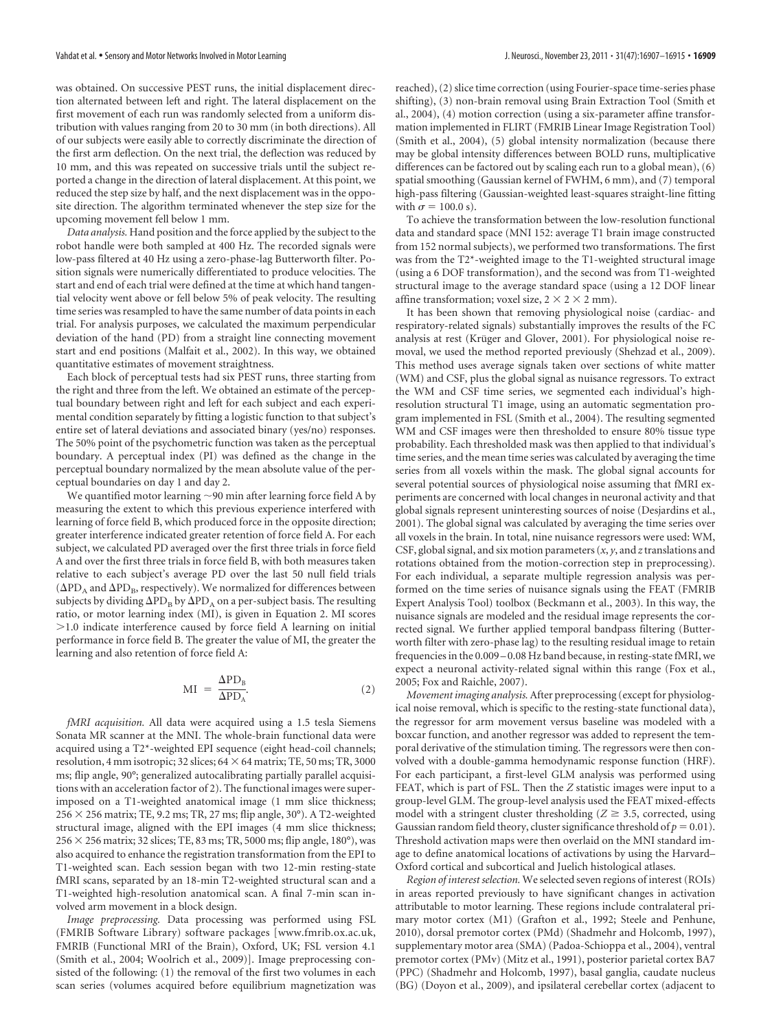was obtained. On successive PEST runs, the initial displacement direction alternated between left and right. The lateral displacement on the first movement of each run was randomly selected from a uniform distribution with values ranging from 20 to 30 mm (in both directions). All of our subjects were easily able to correctly discriminate the direction of the first arm deflection. On the next trial, the deflection was reduced by 10 mm, and this was repeated on successive trials until the subject reported a change in the direction of lateral displacement. At this point, we reduced the step size by half, and the next displacement was in the opposite direction. The algorithm terminated whenever the step size for the upcoming movement fell below 1 mm.

*Data analysis.* Hand position and the force applied by the subject to the robot handle were both sampled at 400 Hz. The recorded signals were low-pass filtered at 40 Hz using a zero-phase-lag Butterworth filter. Position signals were numerically differentiated to produce velocities. The start and end of each trial were defined at the time at which hand tangential velocity went above or fell below 5% of peak velocity. The resulting time series was resampled to have the same number of data points in each trial. For analysis purposes, we calculated the maximum perpendicular deviation of the hand (PD) from a straight line connecting movement start and end positions (Malfait et al., 2002). In this way, we obtained quantitative estimates of movement straightness.

Each block of perceptual tests had six PEST runs, three starting from the right and three from the left. We obtained an estimate of the perceptual boundary between right and left for each subject and each experimental condition separately by fitting a logistic function to that subject's entire set of lateral deviations and associated binary (yes/no) responses. The 50% point of the psychometric function was taken as the perceptual boundary. A perceptual index (PI) was defined as the change in the perceptual boundary normalized by the mean absolute value of the perceptual boundaries on day 1 and day 2.

We quantified motor learning ~90 min after learning force field A by measuring the extent to which this previous experience interfered with learning of force field B, which produced force in the opposite direction; greater interference indicated greater retention of force field A. For each subject, we calculated PD averaged over the first three trials in force field A and over the first three trials in force field B, with both measures taken relative to each subject's average PD over the last 50 null field trials ($\Delta PD_A$ and $\Delta PD_B$, respectively). We normalized for differences between subjects by dividing $\Delta PD_B$ by $\Delta PD_A$ on a per-subject basis. The resulting ratio, or motor learning index (MI), is given in Equation 2. MI scores >1.0 indicate interference caused by force field A learning on initial performance in force field B. The greater the value of MI, the greater the learning and also retention of force field A:

$$\mathrm{MI} = \frac{\Delta \mathrm{PD_B}}{\Delta \mathrm{PD_A}}. \tag{2}$$

*fMRI acquisition.* All data were acquired using a 1.5 tesla Siemens Sonata MR scanner at the MNI. The whole-brain functional data were acquired using a T2*-weighted EPI sequence (eight head-coil channels; resolution, 4 mm isotropic; 32 slices; 64 × 64 matrix; TE, 50 ms; TR, 3000 ms; flip angle, 90°; generalized autocalibrating partially parallel acquisitions with an acceleration factor of 2). The functional images were superimposed on a T1-weighted anatomical image (1 mm slice thickness; 256 × 256 matrix; TE, 9.2 ms; TR, 27 ms; flip angle, 30°). A T2-weighted structural image, aligned with the EPI images (4 mm slice thickness; 256 × 256 matrix; 32 slices; TE, 83 ms; TR, 5000 ms; flip angle, 180°), was also acquired to enhance the registration transformation from the EPI to T1-weighted scan. Each session began with two 12-min resting-state fMRI scans, separated by an 18-min T2-weighted structural scan and a T1-weighted high-resolution anatomical scan. A final 7-min scan involved arm movement in a block design.

*Image preprocessing.* Data processing was performed using FSL (FMRIB Software Library) software packages [www.fmrib.ox.ac.uk, FMRIB (Functional MRI of the Brain), Oxford, UK; FSL version 4.1 (Smith et al., 2004; Woolrich et al., 2009)]. Image preprocessing consisted of the following: (1) the removal of the first two volumes in each scan series (volumes acquired before equilibrium magnetization was reached), (2) slice time correction (using Fourier-space time-series phase shifting), (3) non-brain removal using Brain Extraction Tool (Smith et al., 2004), (4) motion correction (using a six-parameter affine transformation implemented in FLIRT (FMRIB Linear Image Registration Tool) (Smith et al., 2004), (5) global intensity normalization (because there may be global intensity differences between BOLD runs, multiplicative differences can be factored out by scaling each run to a global mean), (6) spatial smoothing (Gaussian kernel of FWHM, 6 mm), and (7) temporal high-pass filtering (Gaussian-weighted least-squares straight-line fitting with $\sigma = 100.0$ s).

To achieve the transformation between the low-resolution functional data and standard space (MNI 152: average T1 brain image constructed from 152 normal subjects), we performed two transformations. The first was from the T2*-weighted image to the T1-weighted structural image (using a 6 DOF transformation), and the second was from T1-weighted structural image to the average standard space (using a 12 DOF linear affine transformation; voxel size, 2 × 2 × 2 mm).

It has been shown that removing physiological noise (cardiac- and respiratory-related signals) substantially improves the results of the FC analysis at rest (Krüger and Glover, 2001). For physiological noise removal, we used the method reported previously (Shehzad et al., 2009). This method uses average signals taken over sections of white matter (WM) and CSF, plus the global signal as nuisance regressors. To extract the WM and CSF time series, we segmented each individual's high-resolution structural T1 image, using an automatic segmentation program implemented in FSL (Smith et al., 2004). The resulting segmented WM and CSF images were then thresholded to ensure 80% tissue type probability. Each thresholded mask was then applied to that individual's time series, and the mean time series was calculated by averaging the time series from all voxels within the mask. The global signal accounts for several potential sources of physiological noise assuming that fMRI experiments are concerned with local changes in neuronal activity and that global signals represent uninteresting sources of noise (Desjardins et al., 2001). The global signal was calculated by averaging the time series over all voxels in the brain. In total, nine nuisance regressors were used: WM, CSF, global signal, and six motion parameters (*x*, *y*, and *z* translations and rotations obtained from the motion-correction step in preprocessing). For each individual, a separate multiple regression analysis was performed on the time series of nuisance signals using the FEAT (FMRIB Expert Analysis Tool) toolbox (Beckmann et al., 2003). In this way, the nuisance signals are modeled and the residual image represents the corrected signal. We further applied temporal bandpass filtering (Butterworth filter with zero-phase lag) to the resulting residual image to retain frequencies in the 0.009–0.08 Hz band because, in resting-state fMRI, we expect a neuronal activity-related signal within this range (Fox et al., 2005; Fox and Raichle, 2007).

*Movement imaging analysis.* After preprocessing (except for physiological noise removal, which is specific to the resting-state functional data), the regressor for arm movement versus baseline was modeled with a boxcar function, and another regressor was added to represent the temporal derivative of the stimulation timing. The regressors were then convolved with a double-gamma hemodynamic response function (HRF). For each participant, a first-level GLM analysis was performed using FEAT, which is part of FSL. Then the *Z* statistic images were input to a group-level GLM. The group-level analysis used the FEAT mixed-effects model with a stringent cluster thresholding ($Z \geq 3.5$, corrected, using Gaussian random field theory, cluster significance threshold of $p = 0.01$). Threshold activation maps were then overlaid on the MNI standard image to define anatomical locations of activations by using the Harvard–Oxford cortical and subcortical and Juelich histological atlases.

*Region of interest selection.* We selected seven regions of interest (ROIs) in areas reported previously to have significant changes in activation attributable to motor learning. These regions include contralateral primary motor cortex (M1) (Grafton et al., 1992; Steele and Penhune, 2010), dorsal premotor cortex (PMd) (Shadmehr and Holcomb, 1997), supplementary motor area (SMA) (Padoa-Schioppa et al., 2004), ventral premotor cortex (PMv) (Mitz et al., 1991), posterior parietal cortex BA7 (PPC) (Shadmehr and Holcomb, 1997), basal ganglia, caudate nucleus (BG) (Doyon et al., 2009), and ipsilateral cerebellar cortex (adjacent to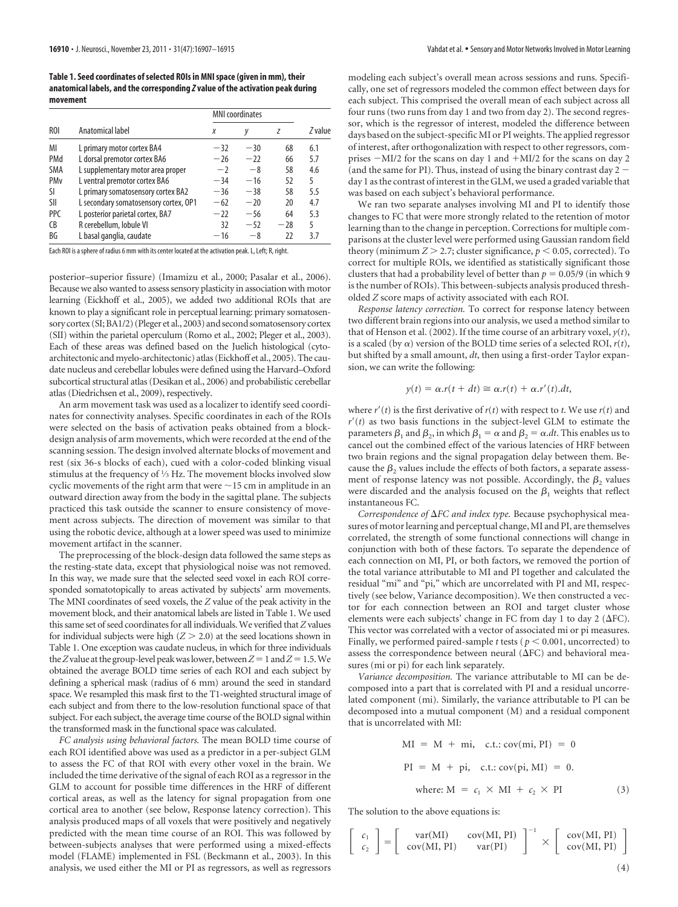**Table 1. Seed coordinates of selected ROIs in MNI space (given in mm), their anatomical labels, and the corresponding *Z* value of the activation peak during movement**

| ROI | Anatomical label | MNI coordinates | | | *Z* value |
|---|---|---|---|---|---|
| | | *x* | *y* | *z* | |
| MI | L primary motor cortex BA4 | −32 | −30 | 68 | 6.1 |
| PMd | L dorsal premotor cortex BA6 | −26 | −22 | 66 | 5.7 |
| SMA | L supplementary motor area proper | −2 | −8 | 58 | 4.6 |
| PMv | L ventral premotor cortex BA6 | −34 | −16 | 52 | 5 |
| SI | L primary somatosensory cortex BA2 | −36 | −38 | 58 | 5.5 |
| SII | L secondary somatosensory cortex, OP1 | −62 | −20 | 20 | 4.7 |
| PPC | L posterior parietal cortex, BA7 | −22 | −56 | 64 | 5.3 |
| CB | R cerebellum, lobule VI | 32 | −52 | −28 | 5 |
| BG | L basal ganglia, caudate | −16 | −8 | 22 | 3.7 |

Each ROI is a sphere of radius 6 mm with its center located at the activation peak. L, Left; R, right.

posterior–superior fissure) (Imamizu et al., 2000; Pasalar et al., 2006). Because we also wanted to assess sensory plasticity in association with motor learning (Eickhoff et al., 2005), we added two additional ROIs that are known to play a significant role in perceptual learning: primary somatosensory cortex (SI; BA1/2) (Pleger et al., 2003) and second somatosensory cortex (SII) within the parietal operculum (Romo et al., 2002; Pleger et al., 2003). Each of these areas was defined based on the Juelich histological (cytoarchitectonic and myelo-architectonic) atlas (Eickhoff et al., 2005). The caudate nucleus and cerebellar lobules were defined using the Harvard–Oxford subcortical structural atlas (Desikan et al., 2006) and probabilistic cerebellar atlas (Diedrichsen et al., 2009), respectively.

An arm movement task was used as a localizer to identify seed coordinates for connectivity analyses. Specific coordinates in each of the ROIs were selected on the basis of activation peaks obtained from a block-design analysis of arm movements, which were recorded at the end of the scanning session. The design involved alternate blocks of movement and rest (six 36-s blocks of each), cued with a color-coded blinking visual stimulus at the frequency of ⅓ Hz. The movement blocks involved slow cyclic movements of the right arm that were ~15 cm in amplitude in an outward direction away from the body in the sagittal plane. The subjects practiced this task outside the scanner to ensure consistency of movement across subjects. The direction of movement was similar to that using the robotic device, although at a lower speed was used to minimize movement artifact in the scanner.

The preprocessing of the block-design data followed the same steps as the resting-state data, except that physiological noise was not removed. In this way, we made sure that the selected seed voxel in each ROI corresponded somatotopically to areas activated by subjects' arm movements. The MNI coordinates of seed voxels, the *Z* value of the peak activity in the movement block, and their anatomical labels are listed in Table 1. We used this same set of seed coordinates for all individuals. We verified that *Z* values for individual subjects were high ($Z > 2.0$) at the seed locations shown in Table 1. One exception was caudate nucleus, in which for three individuals the *Z* value at the group-level peak was lower, between $Z = 1$ and $Z = 1.5$. We obtained the average BOLD time series of each ROI and each subject by defining a spherical mask (radius of 6 mm) around the seed in standard space. We resampled this mask first to the T1-weighted structural image of each subject and from there to the low-resolution functional space of that subject. For each subject, the average time course of the BOLD signal within the transformed mask in the functional space was calculated.

*FC analysis using behavioral factors.* The mean BOLD time course of each ROI identified above was used as a predictor in a per-subject GLM to assess the FC of that ROI with every other voxel in the brain. We included the time derivative of the signal of each ROI as a regressor in the GLM to account for possible time differences in the HRF of different cortical areas, as well as the latency for signal propagation from one cortical area to another (see below, Response latency correction). This analysis produced maps of all voxels that were positively and negatively predicted with the mean time course of an ROI. This was followed by between-subjects analyses that were performed using a mixed-effects model (FLAME) implemented in FSL (Beckmann et al., 2003). In this analysis, we used either the MI or PI as regressors, as well as regressors modeling each subject's overall mean across sessions and runs. Specifically, one set of regressors modeled the common effect between days for each subject. This comprised the overall mean of each subject across all four runs (two runs from day 1 and two from day 2). The second regressor, which is the regressor of interest, modeled the difference between days based on the subject-specific MI or PI weights. The applied regressor of interest, after orthogonalization with respect to other regressors, comprises −MI/2 for the scans on day 1 and +MI/2 for the scans on day 2 (and the same for PI). Thus, instead of using the binary contrast day 2 − day 1 as the contrast of interest in the GLM, we used a graded variable that was based on each subject's behavioral performance.

We ran two separate analyses involving MI and PI to identify those changes to FC that were more strongly related to the retention of motor learning than to the change in perception. Corrections for multiple comparisons at the cluster level were performed using Gaussian random field theory (minimum $Z > 2.7$; cluster significance, $p < 0.05$, corrected). To correct for multiple ROIs, we identified as statistically significant those clusters that had a probability level of better than $p = 0.05/9$ (in which 9 is the number of ROIs). This between-subjects analysis produced thresholded *Z* score maps of activity associated with each ROI.

*Response latency correction.* To correct for response latency between two different brain regions into our analysis, we used a method similar to that of Henson et al. (2002). If the time course of an arbitrary voxel, $y(t)$, is a scaled (by $\alpha$) version of the BOLD time series of a selected ROI, $r(t)$, but shifted by a small amount, $dt$, then using a first-order Taylor expansion, we can write the following:

$$y(t) = \alpha.r(t + dt) \cong \alpha.r(t) + \alpha.r'(t).dt,$$

where $r'(t)$ is the first derivative of $r(t)$ with respect to $t$. We use $r(t)$ and $r'(t)$ as two basis functions in the subject-level GLM to estimate the parameters $\beta_1$ and $\beta_2$, in which $\beta_1 = \alpha$ and $\beta_2 = \alpha.dt$. This enables us to cancel out the combined effect of the various latencies of HRF between two brain regions and the signal propagation delay between them. Because the $\beta_2$ values include the effects of both factors, a separate assessment of response latency was not possible. Accordingly, the $\beta_2$ values were discarded and the analysis focused on the $\beta_1$ weights that reflect instantaneous FC.

*Correspondence of ΔFC and index type.* Because psychophysical measures of motor learning and perceptual change, MI and PI, are themselves correlated, the strength of some functional connections will change in conjunction with both of these factors. To separate the dependence of each connection on MI, PI, or both factors, we removed the portion of the total variance attributable to MI and PI together and calculated the residual "mi" and "pi," which are uncorrelated with PI and MI, respectively (see below, Variance decomposition). We then constructed a vector for each connection between an ROI and target cluster whose elements were each subjects' change in FC from day 1 to day 2 (ΔFC). This vector was correlated with a vector of associated mi or pi measures. Finally, we performed paired-sample *t* tests ($p < 0.001$, uncorrected) to assess the correspondence between neural (ΔFC) and behavioral measures (mi or pi) for each link separately.

*Variance decomposition.* The variance attributable to MI can be decomposed into a part that is correlated with PI and a residual uncorrelated component (mi). Similarly, the variance attributable to PI can be decomposed into a mutual component (M) and a residual component that is uncorrelated with MI:

$$\begin{aligned} \mathrm{MI} &= \mathrm{M} + \mathrm{mi}, \quad \text{c.t.: cov(mi, PI)} = 0 \\ \mathrm{PI} &= \mathrm{M} + \mathrm{pi}, \quad \text{c.t.: cov(pi, MI)} = 0. \\ &\text{where: } \mathrm{M} = c_1 \times \mathrm{MI} + c_2 \times \mathrm{PI} \end{aligned} \tag{3}$$

The solution to the above equations is:

$$\begin{bmatrix} c_1 \\ c_2 \end{bmatrix} = \begin{bmatrix} \mathrm{var(MI)} & \mathrm{cov(MI, PI)} \\ \mathrm{cov(MI, PI)} & \mathrm{var(PI)} \end{bmatrix}^{-1} \times \begin{bmatrix} \mathrm{cov(MI, PI)} \\ \mathrm{cov(MI, PI)} \end{bmatrix} \tag{4}$$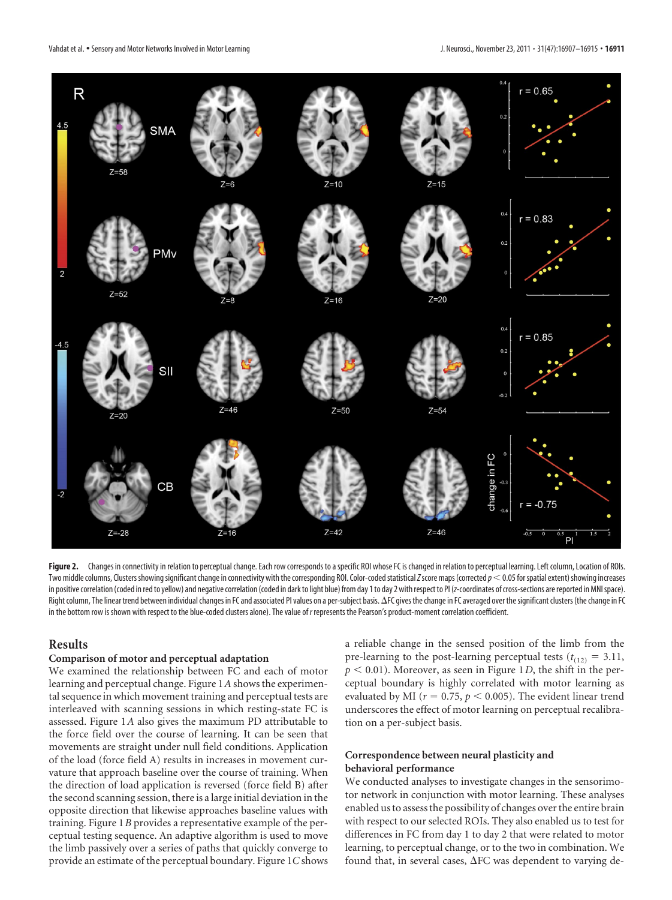**Figure 2.** Changes in connectivity in relation to perceptual change. Each row corresponds to a specific ROI whose FC is changed in relation to perceptual learning. Left column, Location of ROIs. Two middle columns, Clusters showing significant change in connectivity with the corresponding ROI. Color-coded statistical *Z* score maps (corrected $p < 0.05$ for spatial extent) showing increases in positive correlation (coded in red to yellow) and negative correlation (coded in dark to light blue) from day 1 to day 2 with respect to PI (*z*-coordinates of cross-sections are reported in MNI space). Right column, The linear trend between individual changes in FC and associated PI values on a per-subject basis. ΔFC gives the change in FC averaged over the significant clusters (the change in FC in the bottom row is shown with respect to the blue-coded clusters alone). The value of *r* represents the Pearson's product-moment correlation coefficient.

## Results

### Comparison of motor and perceptual adaptation

We examined the relationship between FC and each of motor learning and perceptual change. Figure 1*A* shows the experimental sequence in which movement training and perceptual tests are interleaved with scanning sessions in which resting-state FC is assessed. Figure 1*A* also gives the maximum PD attributable to the force field over the course of learning. It can be seen that movements are straight under null field conditions. Application of the load (force field A) results in increases in movement curvature that approach baseline over the course of training. When the direction of load application is reversed (force field B) after the second scanning session, there is a large initial deviation in the opposite direction that likewise approaches baseline values with training. Figure 1*B* provides a representative example of the perceptual testing sequence. An adaptive algorithm is used to move the limb passively over a series of paths that quickly converge to provide an estimate of the perceptual boundary. Figure 1*C* shows a reliable change in the sensed position of the limb from the pre-learning to the post-learning perceptual tests ($t_{(12)} = 3.11$, $p < 0.01$). Moreover, as seen in Figure 1*D*, the shift in the perceptual boundary is highly correlated with motor learning as evaluated by MI ($r = 0.75$, $p < 0.005$). The evident linear trend underscores the effect of motor learning on perceptual recalibration on a per-subject basis.

### Correspondence between neural plasticity and behavioral performance

We conducted analyses to investigate changes in the sensorimotor network in conjunction with motor learning. These analyses enabled us to assess the possibility of changes over the entire brain with respect to our selected ROIs. They also enabled us to test for differences in FC from day 1 to day 2 that were related to motor learning, to perceptual change, or to the two in combination. We found that, in several cases, ΔFC was dependent to varying de-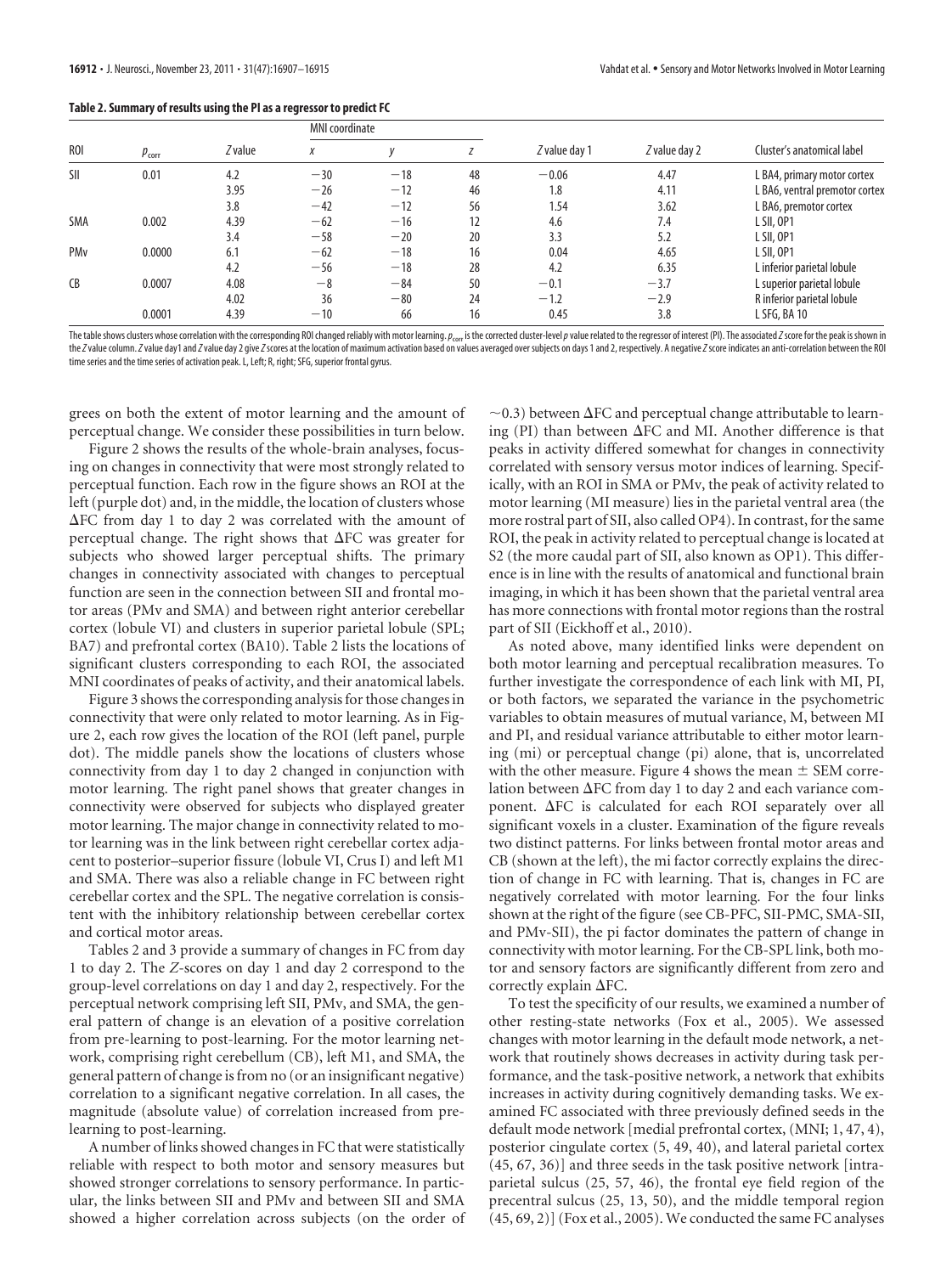**Table 2. Summary of results using the PI as a regressor to predict FC**

| ROI | $p_{corr}$ | Z value | MNI coordinate |  |  | Z value day 1 | Z value day 2 | Cluster's anatomical label |
|---|---|---|---|---|---|---|---|---|
|  |  |  | x | y | z |  |  |  |
| SII | 0.01 | 4.2 | −30 | −18 | 48 | −0.06 | 4.47 | L BA4, primary motor cortex |
|  |  | 3.95 | −26 | −12 | 46 | 1.8 | 4.11 | L BA6, ventral premotor cortex |
|  |  | 3.8 | −42 | −12 | 56 | 1.54 | 3.62 | L BA6, premotor cortex |
| SMA | 0.002 | 4.39 | −62 | −16 | 12 | 4.6 | 7.4 | L SII, OP1 |
|  |  | 3.4 | −58 | −20 | 20 | 3.3 | 5.2 | L SII, OP1 |
| PMv | 0.0000 | 6.1 | −62 | −18 | 16 | 0.04 | 4.65 | L SII, OP1 |
|  |  | 4.2 | −56 | −18 | 28 | 4.2 | 6.35 | L inferior parietal lobule |
| CB | 0.0007 | 4.08 | −8 | −84 | 50 | −0.1 | −3.7 | L superior parietal lobule |
|  |  | 4.02 | 36 | −80 | 24 | −1.2 | −2.9 | R inferior parietal lobule |
|  | 0.0001 | 4.39 | −10 | 66 | 16 | 0.45 | 3.8 | L SFG, BA 10 |

The table shows clusters whose correlation with the corresponding ROI changed reliably with motor learning. $p_{corr}$ is the corrected cluster-level $p$ value related to the regressor of interest (PI). The associated Z score for the peak is shown in the Z value column. Z value day1 and Z value day 2 give Z scores at the location of maximum activation based on values averaged over subjects on days 1 and 2, respectively. A negative Z score indicates an anti-correlation between the ROI time series and the time series of activation peak. L, Left; R, right; SFG, superior frontal gyrus.

grees on both the extent of motor learning and the amount of perceptual change. We consider these possibilities in turn below.

Figure 2 shows the results of the whole-brain analyses, focusing on changes in connectivity that were most strongly related to perceptual function. Each row in the figure shows an ROI at the left (purple dot) and, in the middle, the location of clusters whose ΔFC from day 1 to day 2 was correlated with the amount of perceptual change. The right shows that ΔFC was greater for subjects who showed larger perceptual shifts. The primary changes in connectivity associated with changes to perceptual function are seen in the connection between SII and frontal motor areas (PMv and SMA) and between right anterior cerebellar cortex (lobule VI) and clusters in superior parietal lobule (SPL; BA7) and prefrontal cortex (BA10). Table 2 lists the locations of significant clusters corresponding to each ROI, the associated MNI coordinates of peaks of activity, and their anatomical labels.

Figure 3 shows the corresponding analysis for those changes in connectivity that were only related to motor learning. As in Figure 2, each row gives the location of the ROI (left panel, purple dot). The middle panels show the locations of clusters whose connectivity from day 1 to day 2 changed in conjunction with motor learning. The right panel shows that greater changes in connectivity were observed for subjects who displayed greater motor learning. The major change in connectivity related to motor learning was in the link between right cerebellar cortex adjacent to posterior–superior fissure (lobule VI, Crus I) and left M1 and SMA. There was also a reliable change in FC between right cerebellar cortex and the SPL. The negative correlation is consistent with the inhibitory relationship between cerebellar cortex and cortical motor areas.

Tables 2 and 3 provide a summary of changes in FC from day 1 to day 2. The Z-scores on day 1 and day 2 correspond to the group-level correlations on day 1 and day 2, respectively. For the perceptual network comprising left SII, PMv, and SMA, the general pattern of change is an elevation of a positive correlation from pre-learning to post-learning. For the motor learning network, comprising right cerebellum (CB), left M1, and SMA, the general pattern of change is from no (or an insignificant negative) correlation to a significant negative correlation. In all cases, the magnitude (absolute value) of correlation increased from pre-learning to post-learning.

A number of links showed changes in FC that were statistically reliable with respect to both motor and sensory measures but showed stronger correlations to sensory performance. In particular, the links between SII and PMv and between SII and SMA showed a higher correlation across subjects (on the order of ~0.3) between ΔFC and perceptual change attributable to learning (PI) than between ΔFC and MI. Another difference is that peaks in activity differed somewhat for changes in connectivity correlated with sensory versus motor indices of learning. Specifically, with an ROI in SMA or PMv, the peak of activity related to motor learning (MI measure) lies in the parietal ventral area (the more rostral part of SII, also called OP4). In contrast, for the same ROI, the peak in activity related to perceptual change is located at S2 (the more caudal part of SII, also known as OP1). This difference is in line with the results of anatomical and functional brain imaging, in which it has been shown that the parietal ventral area has more connections with frontal motor regions than the rostral part of SII (Eickhoff et al., 2010).

As noted above, many identified links were dependent on both motor learning and perceptual recalibration measures. To further investigate the correspondence of each link with MI, PI, or both factors, we separated the variance in the psychometric variables to obtain measures of mutual variance, M, between MI and PI, and residual variance attributable to either motor learning (mi) or perceptual change (pi) alone, that is, uncorrelated with the other measure. Figure 4 shows the mean ± SEM correlation between ΔFC from day 1 to day 2 and each variance component. ΔFC is calculated for each ROI separately over all significant voxels in a cluster. Examination of the figure reveals two distinct patterns. For links between frontal motor areas and CB (shown at the left), the mi factor correctly explains the direction of change in FC with learning. That is, changes in FC are negatively correlated with motor learning. For the four links shown at the right of the figure (see CB-PFC, SII-PMC, SMA-SII, and PMv-SII), the pi factor dominates the pattern of change in connectivity with motor learning. For the CB-SPL link, both motor and sensory factors are significantly different from zero and correctly explain ΔFC.

To test the specificity of our results, we examined a number of other resting-state networks (Fox et al., 2005). We assessed changes with motor learning in the default mode network, a network that routinely shows decreases in activity during task performance, and the task-positive network, a network that exhibits increases in activity during cognitively demanding tasks. We examined FC associated with three previously defined seeds in the default mode network [medial prefrontal cortex, (MNI; 1, 47, 4), posterior cingulate cortex (5, 49, 40), and lateral parietal cortex (45, 67, 36)] and three seeds in the task positive network [intraparietal sulcus (25, 57, 46), the frontal eye field region of the precentral sulcus (25, 13, 50), and the middle temporal region (45, 69, 2)] (Fox et al., 2005). We conducted the same FC analyses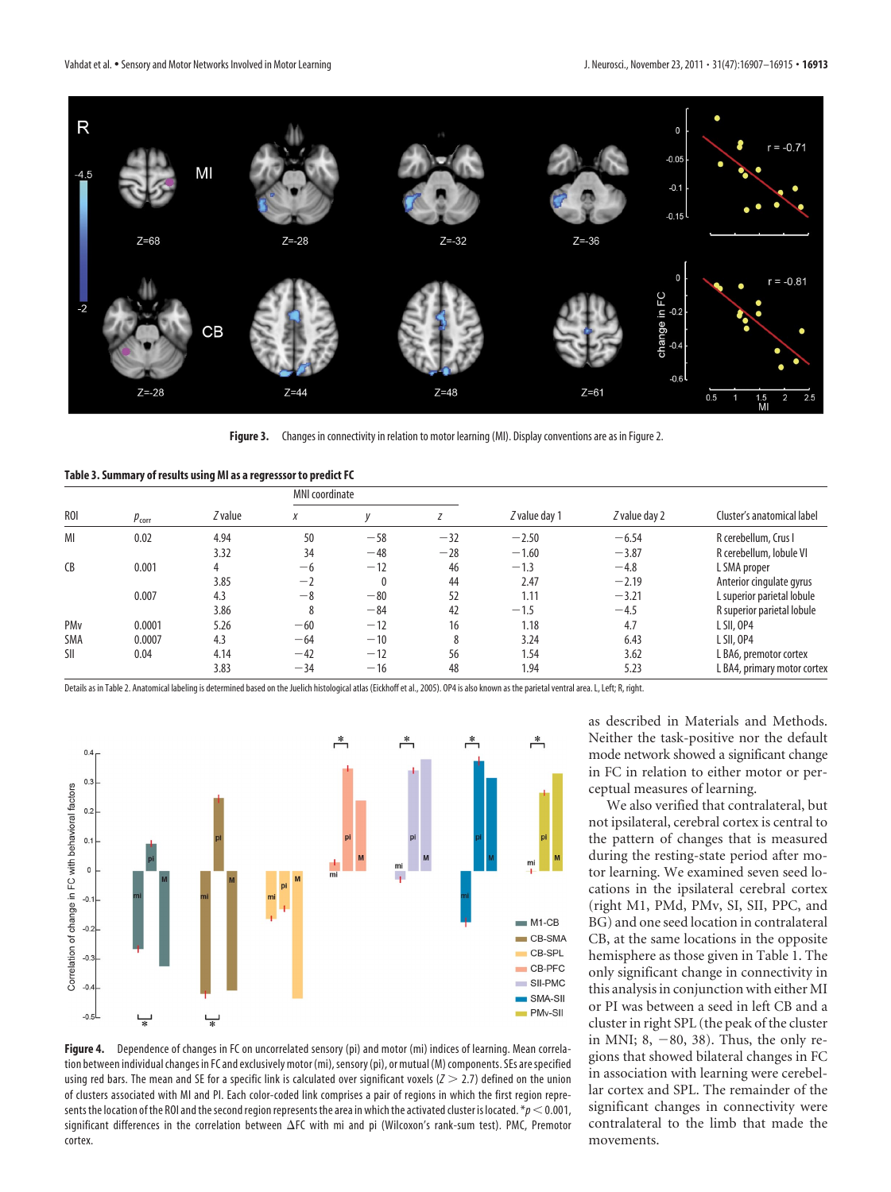Figure 3. Changes in connectivity in relation to motor learning (MI). Display conventions are as in Figure 2.

**Table 3. Summary of results using MI as a regresssor to predict FC**

| ROI | $p_{corr}$ | Z value | MNI coordinate x | y | z | Z value day 1 | Z value day 2 | Cluster's anatomical label |
|---|---|---|---|---|---|---|---|---|
| MI | 0.02 | 4.94 | 50 | −58 | −32 | −2.50 | −6.54 | R cerebellum, Crus I |
| | | 3.32 | 34 | −48 | −28 | −1.60 | −3.87 | R cerebellum, lobule VI |
| CB | 0.001 | 4 | −6 | −12 | 46 | −1.3 | −4.8 | L SMA proper |
| | | 3.85 | −2 | 0 | 44 | 2.47 | −2.19 | Anterior cingulate gyrus |
| | 0.007 | 4.3 | −8 | −80 | 52 | 1.11 | −3.21 | L superior parietal lobule |
| | | 3.86 | 8 | −84 | 42 | −1.5 | −4.5 | R superior parietal lobule |
| PMv | 0.0001 | 5.26 | −60 | −12 | 16 | 1.18 | 4.7 | L SII, OP4 |
| SMA | 0.0007 | 4.3 | −64 | −10 | 8 | 3.24 | 6.43 | L SII, OP4 |
| SII | 0.04 | 4.14 | −42 | −12 | 56 | 1.54 | 3.62 | L BA6, premotor cortex |
| | | 3.83 | −34 | −16 | 48 | 1.94 | 5.23 | L BA4, primary motor cortex |

Details as in Table 2. Anatomical labeling is determined based on the Juelich histological atlas (Eickhoff et al., 2005). OP4 is also known as the parietal ventral area. L, Left; R, right.

Figure 4. Dependence of changes in FC on uncorrelated sensory (pi) and motor (mi) indices of learning. Mean correlation between individual changes in FC and exclusively motor (mi), sensory (pi), or mutual (M) components. SEs are specified using red bars. The mean and SE for a specific link is calculated over significant voxels ($Z > 2.7$) defined on the union of clusters associated with MI and PI. Each color-coded link comprises a pair of regions in which the first region represents the location of the ROI and the second region represents the area in which the activated cluster is located. *$p < 0.001$, significant differences in the correlation between ΔFC with mi and pi (Wilcoxon's rank-sum test). PMC, Premotor cortex.

as described in Materials and Methods. Neither the task-positive nor the default mode network showed a significant change in FC in relation to either motor or perceptual measures of learning.

We also verified that contralateral, but not ipsilateral, cerebral cortex is central to the pattern of changes that is measured during the resting-state period after motor learning. We examined seven seed locations in the ipsilateral cerebral cortex (right M1, PMd, PMv, SI, SII, PPC, and BG) and one seed location in contralateral CB, at the same locations in the opposite hemisphere as those given in Table 1. The only significant change in connectivity in this analysis in conjunction with either MI or PI was between a seed in left CB and a cluster in right SPL (the peak of the cluster in MNI; 8, −80, 38). Thus, the only regions that showed bilateral changes in FC in association with learning were cerebellar cortex and SPL. The remainder of the significant changes in connectivity were contralateral to the limb that made the movements.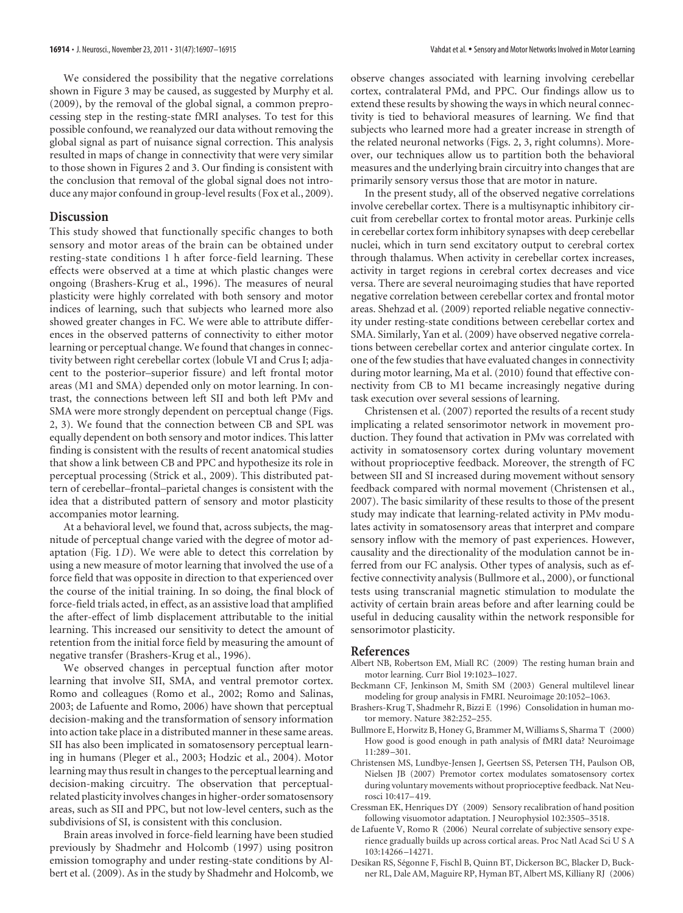We considered the possibility that the negative correlations shown in Figure 3 may be caused, as suggested by Murphy et al. (2009), by the removal of the global signal, a common preprocessing step in the resting-state fMRI analyses. To test for this possible confound, we reanalyzed our data without removing the global signal as part of nuisance signal correction. This analysis resulted in maps of change in connectivity that were very similar to those shown in Figures 2 and 3. Our finding is consistent with the conclusion that removal of the global signal does not introduce any major confound in group-level results (Fox et al., 2009).

## Discussion

This study showed that functionally specific changes to both sensory and motor areas of the brain can be obtained under resting-state conditions 1 h after force-field learning. These effects were observed at a time at which plastic changes were ongoing (Brashers-Krug et al., 1996). The measures of neural plasticity were highly correlated with both sensory and motor indices of learning, such that subjects who learned more also showed greater changes in FC. We were able to attribute differences in the observed patterns of connectivity to either motor learning or perceptual change. We found that changes in connectivity between right cerebellar cortex (lobule VI and Crus I; adjacent to the posterior–superior fissure) and left frontal motor areas (M1 and SMA) depended only on motor learning. In contrast, the connections between left SII and both left PMv and SMA were more strongly dependent on perceptual change (Figs. 2, 3). We found that the connection between CB and SPL was equally dependent on both sensory and motor indices. This latter finding is consistent with the results of recent anatomical studies that show a link between CB and PPC and hypothesize its role in perceptual processing (Strick et al., 2009). This distributed pattern of cerebellar–frontal–parietal changes is consistent with the idea that a distributed pattern of sensory and motor plasticity accompanies motor learning.

At a behavioral level, we found that, across subjects, the magnitude of perceptual change varied with the degree of motor adaptation (Fig. 1*D*). We were able to detect this correlation by using a new measure of motor learning that involved the use of a force field that was opposite in direction to that experienced over the course of the initial training. In so doing, the final block of force-field trials acted, in effect, as an assistive load that amplified the after-effect of limb displacement attributable to the initial learning. This increased our sensitivity to detect the amount of retention from the initial force field by measuring the amount of negative transfer (Brashers-Krug et al., 1996).

We observed changes in perceptual function after motor learning that involve SII, SMA, and ventral premotor cortex. Romo and colleagues (Romo et al., 2002; Romo and Salinas, 2003; de Lafuente and Romo, 2006) have shown that perceptual decision-making and the transformation of sensory information into action take place in a distributed manner in these same areas. SII has also been implicated in somatosensory perceptual learning in humans (Pleger et al., 2003; Hodzic et al., 2004). Motor learning may thus result in changes to the perceptual learning and decision-making circuitry. The observation that perceptual-related plasticity involves changes in higher-order somatosensory areas, such as SII and PPC, but not low-level centers, such as the subdivisions of SI, is consistent with this conclusion.

Brain areas involved in force-field learning have been studied previously by Shadmehr and Holcomb (1997) using positron emission tomography and under resting-state conditions by Albert et al. (2009). As in the study by Shadmehr and Holcomb, we observe changes associated with learning involving cerebellar cortex, contralateral PMd, and PPC. Our findings allow us to extend these results by showing the ways in which neural connectivity is tied to behavioral measures of learning. We find that subjects who learned more had a greater increase in strength of the related neuronal networks (Figs. 2, 3, right columns). Moreover, our techniques allow us to partition both the behavioral measures and the underlying brain circuitry into changes that are primarily sensory versus those that are motor in nature.

In the present study, all of the observed negative correlations involve cerebellar cortex. There is a multisynaptic inhibitory circuit from cerebellar cortex to frontal motor areas. Purkinje cells in cerebellar cortex form inhibitory synapses with deep cerebellar nuclei, which in turn send excitatory output to cerebral cortex through thalamus. When activity in cerebellar cortex increases, activity in target regions in cerebral cortex decreases and vice versa. There are several neuroimaging studies that have reported negative correlation between cerebellar cortex and frontal motor areas. Shehzad et al. (2009) reported reliable negative connectivity under resting-state conditions between cerebellar cortex and SMA. Similarly, Yan et al. (2009) have observed negative correlations between cerebellar cortex and anterior cingulate cortex. In one of the few studies that have evaluated changes in connectivity during motor learning, Ma et al. (2010) found that effective connectivity from CB to M1 became increasingly negative during task execution over several sessions of learning.

Christensen et al. (2007) reported the results of a recent study implicating a related sensorimotor network in movement production. They found that activation in PMv was correlated with activity in somatosensory cortex during voluntary movement without proprioceptive feedback. Moreover, the strength of FC between SII and SI increased during movement without sensory feedback compared with normal movement (Christensen et al., 2007). The basic similarity of these results to those of the present study may indicate that learning-related activity in PMv modulates activity in somatosensory areas that interpret and compare sensory inflow with the memory of past experiences. However, causality and the directionality of the modulation cannot be inferred from our FC analysis. Other types of analysis, such as effective connectivity analysis (Bullmore et al., 2000), or functional tests using transcranial magnetic stimulation to modulate the activity of certain brain areas before and after learning could be useful in deducing causality within the network responsible for sensorimotor plasticity.

## References

Albert NB, Robertson EM, Miall RC (2009) The resting human brain and motor learning. Curr Biol 19:1023–1027.

Beckmann CF, Jenkinson M, Smith SM (2003) General multilevel linear modeling for group analysis in FMRI. Neuroimage 20:1052–1063.

Brashers-Krug T, Shadmehr R, Bizzi E (1996) Consolidation in human motor memory. Nature 382:252–255.

Bullmore E, Horwitz B, Honey G, Brammer M, Williams S, Sharma T (2000) How good is good enough in path analysis of fMRI data? Neuroimage 11:289–301.

Christensen MS, Lundbye-Jensen J, Geertsen SS, Petersen TH, Paulson OB, Nielsen JB (2007) Premotor cortex modulates somatosensory cortex during voluntary movements without proprioceptive feedback. Nat Neurosci 10:417–419.

Cressman EK, Henriques DY (2009) Sensory recalibration of hand position following visuomotor adaptation. J Neurophysiol 102:3505–3518.

de Lafuente V, Romo R (2006) Neural correlate of subjective sensory experience gradually builds up across cortical areas. Proc Natl Acad Sci U S A 103:14266–14271.

Desikan RS, Ségonne F, Fischl B, Quinn BT, Dickerson BC, Blacker D, Buckner RL, Dale AM, Maguire RP, Hyman BT, Albert MS, Killiany RJ (2006)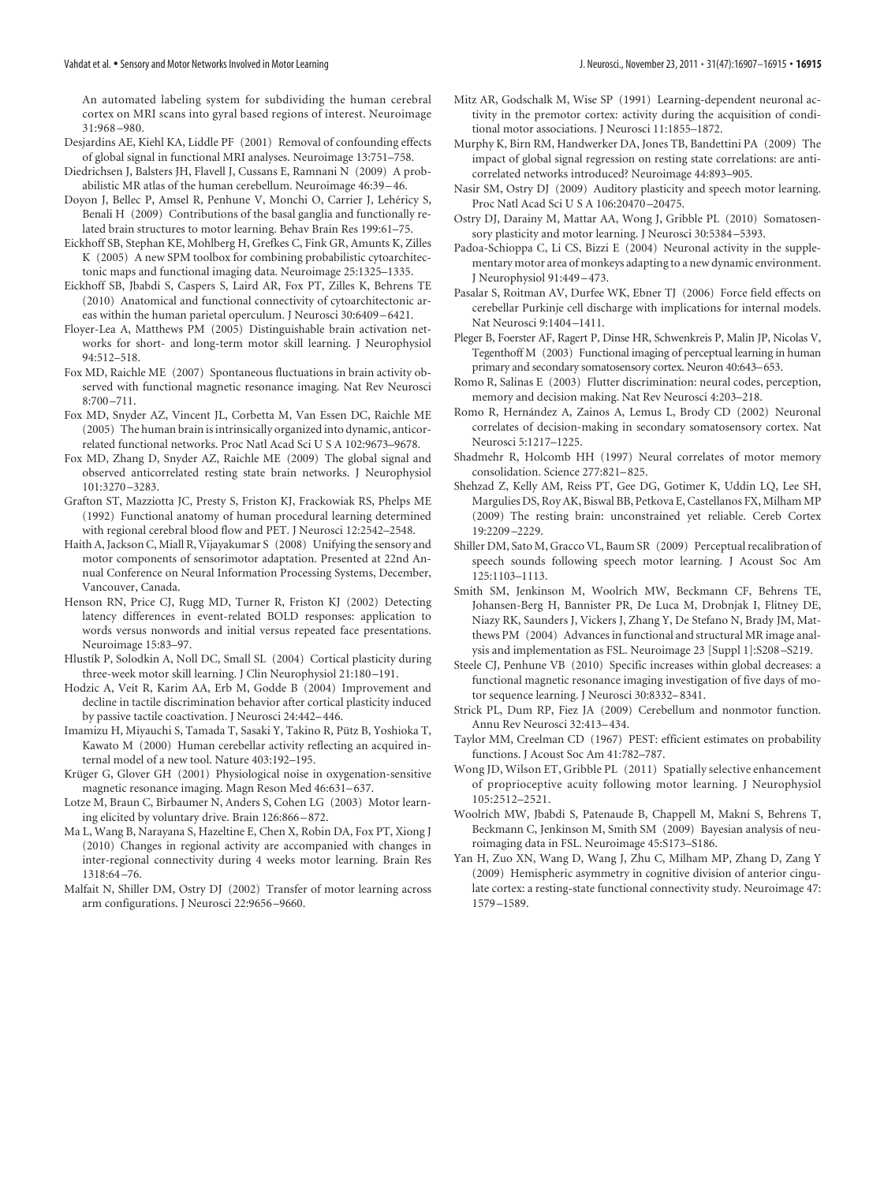An automated labeling system for subdividing the human cerebral cortex on MRI scans into gyral based regions of interest. Neuroimage 31:968–980.

Desjardins AE, Kiehl KA, Liddle PF (2001) Removal of confounding effects of global signal in functional MRI analyses. Neuroimage 13:751–758.

Diedrichsen J, Balsters JH, Flavell J, Cussans E, Ramnani N (2009) A probabilistic MR atlas of the human cerebellum. Neuroimage 46:39–46.

Doyon J, Bellec P, Amsel R, Penhune V, Monchi O, Carrier J, Lehéricy S, Benali H (2009) Contributions of the basal ganglia and functionally related brain structures to motor learning. Behav Brain Res 199:61–75.

Eickhoff SB, Stephan KE, Mohlberg H, Grefkes C, Fink GR, Amunts K, Zilles K (2005) A new SPM toolbox for combining probabilistic cytoarchitectonic maps and functional imaging data. Neuroimage 25:1325–1335.

Eickhoff SB, Jbabdi S, Caspers S, Laird AR, Fox PT, Zilles K, Behrens TE (2010) Anatomical and functional connectivity of cytoarchitectonic areas within the human parietal operculum. J Neurosci 30:6409–6421.

Floyer-Lea A, Matthews PM (2005) Distinguishable brain activation networks for short- and long-term motor skill learning. J Neurophysiol 94:512–518.

Fox MD, Raichle ME (2007) Spontaneous fluctuations in brain activity observed with functional magnetic resonance imaging. Nat Rev Neurosci 8:700–711.

Fox MD, Snyder AZ, Vincent JL, Corbetta M, Van Essen DC, Raichle ME (2005) The human brain is intrinsically organized into dynamic, anticorrelated functional networks. Proc Natl Acad Sci U S A 102:9673–9678.

Fox MD, Zhang D, Snyder AZ, Raichle ME (2009) The global signal and observed anticorrelated resting state brain networks. J Neurophysiol 101:3270–3283.

Grafton ST, Mazziotta JC, Presty S, Friston KJ, Frackowiak RS, Phelps ME (1992) Functional anatomy of human procedural learning determined with regional cerebral blood flow and PET. J Neurosci 12:2542–2548.

Haith A, Jackson C, Miall R, Vijayakumar S (2008) Unifying the sensory and motor components of sensorimotor adaptation. Presented at 22nd Annual Conference on Neural Information Processing Systems, December, Vancouver, Canada.

Henson RN, Price CJ, Rugg MD, Turner R, Friston KJ (2002) Detecting latency differences in event-related BOLD responses: application to words versus nonwords and initial versus repeated face presentations. Neuroimage 15:83–97.

Hlustík P, Solodkin A, Noll DC, Small SL (2004) Cortical plasticity during three-week motor skill learning. J Clin Neurophysiol 21:180–191.

Hodzic A, Veit R, Karim AA, Erb M, Godde B (2004) Improvement and decline in tactile discrimination behavior after cortical plasticity induced by passive tactile coactivation. J Neurosci 24:442–446.

Imamizu H, Miyauchi S, Tamada T, Sasaki Y, Takino R, Pütz B, Yoshioka T, Kawato M (2000) Human cerebellar activity reflecting an acquired internal model of a new tool. Nature 403:192–195.

Krüger G, Glover GH (2001) Physiological noise in oxygenation-sensitive magnetic resonance imaging. Magn Reson Med 46:631–637.

Lotze M, Braun C, Birbaumer N, Anders S, Cohen LG (2003) Motor learning elicited by voluntary drive. Brain 126:866–872.

Ma L, Wang B, Narayana S, Hazeltine E, Chen X, Robin DA, Fox PT, Xiong J (2010) Changes in regional activity are accompanied with changes in inter-regional connectivity during 4 weeks motor learning. Brain Res 1318:64–76.

Malfait N, Shiller DM, Ostry DJ (2002) Transfer of motor learning across arm configurations. J Neurosci 22:9656–9660.

Mitz AR, Godschalk M, Wise SP (1991) Learning-dependent neuronal activity in the premotor cortex: activity during the acquisition of conditional motor associations. J Neurosci 11:1855–1872.

Murphy K, Birn RM, Handwerker DA, Jones TB, Bandettini PA (2009) The impact of global signal regression on resting state correlations: are anti-correlated networks introduced? Neuroimage 44:893–905.

Nasir SM, Ostry DJ (2009) Auditory plasticity and speech motor learning. Proc Natl Acad Sci U S A 106:20470–20475.

Ostry DJ, Darainy M, Mattar AA, Wong J, Gribble PL (2010) Somatosensory plasticity and motor learning. J Neurosci 30:5384–5393.

Padoa-Schioppa C, Li CS, Bizzi E (2004) Neuronal activity in the supplementary motor area of monkeys adapting to a new dynamic environment. J Neurophysiol 91:449–473.

Pasalar S, Roitman AV, Durfee WK, Ebner TJ (2006) Force field effects on cerebellar Purkinje cell discharge with implications for internal models. Nat Neurosci 9:1404–1411.

Pleger B, Foerster AF, Ragert P, Dinse HR, Schwenkreis P, Malin JP, Nicolas V, Tegenthoff M (2003) Functional imaging of perceptual learning in human primary and secondary somatosensory cortex. Neuron 40:643–653.

Romo R, Salinas E (2003) Flutter discrimination: neural codes, perception, memory and decision making. Nat Rev Neurosci 4:203–218.

Romo R, Hernández A, Zainos A, Lemus L, Brody CD (2002) Neuronal correlates of decision-making in secondary somatosensory cortex. Nat Neurosci 5:1217–1225.

Shadmehr R, Holcomb HH (1997) Neural correlates of motor memory consolidation. Science 277:821–825.

Shehzad Z, Kelly AM, Reiss PT, Gee DG, Gotimer K, Uddin LQ, Lee SH, Margulies DS, Roy AK, Biswal BB, Petkova E, Castellanos FX, Milham MP (2009) The resting brain: unconstrained yet reliable. Cereb Cortex 19:2209–2229.

Shiller DM, Sato M, Gracco VL, Baum SR (2009) Perceptual recalibration of speech sounds following speech motor learning. J Acoust Soc Am 125:1103–1113.

Smith SM, Jenkinson M, Woolrich MW, Beckmann CF, Behrens TE, Johansen-Berg H, Bannister PR, De Luca M, Drobnjak I, Flitney DE, Niazy RK, Saunders J, Vickers J, Zhang Y, De Stefano N, Brady JM, Matthews PM (2004) Advances in functional and structural MR image analysis and implementation as FSL. Neuroimage 23 [Suppl 1]:S208–S219.

Steele CJ, Penhune VB (2010) Specific increases within global decreases: a functional magnetic resonance imaging investigation of five days of motor sequence learning. J Neurosci 30:8332–8341.

Strick PL, Dum RP, Fiez JA (2009) Cerebellum and nonmotor function. Annu Rev Neurosci 32:413–434.

Taylor MM, Creelman CD (1967) PEST: efficient estimates on probability functions. J Acoust Soc Am 41:782–787.

Wong JD, Wilson ET, Gribble PL (2011) Spatially selective enhancement of proprioceptive acuity following motor learning. J Neurophysiol 105:2512–2521.

Woolrich MW, Jbabdi S, Patenaude B, Chappell M, Makni S, Behrens T, Beckmann C, Jenkinson M, Smith SM (2009) Bayesian analysis of neuroimaging data in FSL. Neuroimage 45:S173–S186.

Yan H, Zuo XN, Wang D, Wang J, Zhu C, Milham MP, Zhang D, Zang Y (2009) Hemispheric asymmetry in cognitive division of anterior cingulate cortex: a resting-state functional connectivity study. Neuroimage 47: 1579–1589.